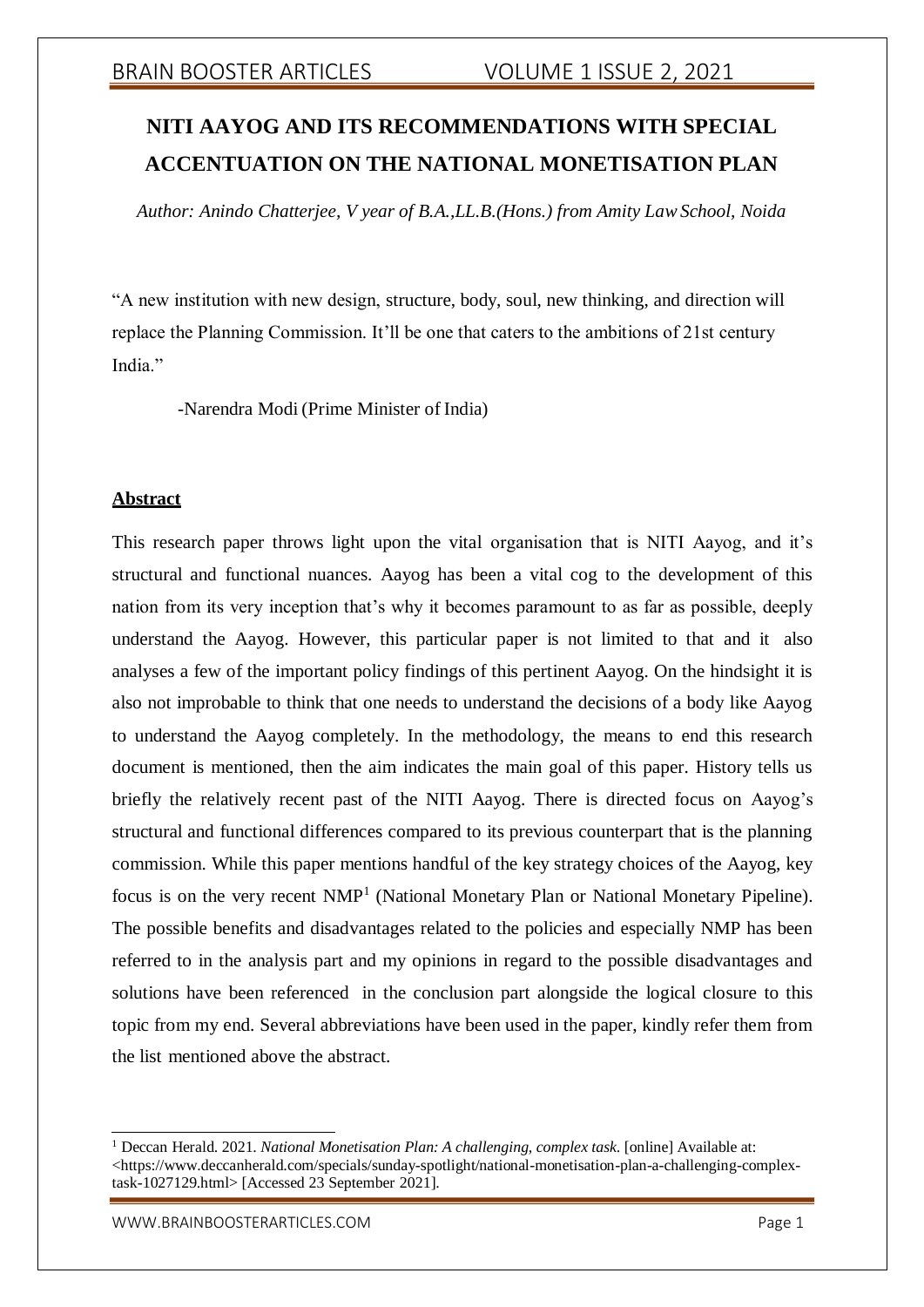# NITI AAYOG AND ITS RECOMMENDATIONS WITH SPECIAL ACCENTUATION ON THE NATIONAL MONETISATION PLAN

*Author: Anindo Chatterjee, V year of B.A.,LL.B.(Hons.) from Amity Law School, Noida*

"A new institution with new design, structure, body, soul, new thinking, and direction will replace the Planning Commission. It'll be one that caters to the ambitions of 21st century India."

-Narendra Modi (Prime Minister of India)

## Abstract

This research paper throws light upon the vital organisation that is NITI Aayog, and it's structural and functional nuances. Aayog has been a vital cog to the development of this nation from its very inception that's why it becomes paramount to as far as possible, deeply understand the Aayog. However, this particular paper is not limited to that and it also analyses a few of the important policy findings of this pertinent Aayog. On the hindsight it is also not improbable to think that one needs to understand the decisions of a body like Aayog to understand the Aayog completely. In the methodology, the means to end this research document is mentioned, then the aim indicates the main goal of this paper. History tells us briefly the relatively recent past of the NITI Aayog. There is directed focus on Aayog's structural and functional differences compared to its previous counterpart that is the planning commission. While this paper mentions handful of the key strategy choices of the Aayog, key focus is on the very recent NMP[1] (National Monetary Plan or National Monetary Pipeline). The possible benefits and disadvantages related to the policies and especially NMP has been referred to in the analysis part and my opinions in regard to the possible disadvantages and solutions have been referenced in the conclusion part alongside the logical closure to this topic from my end. Several abbreviations have been used in the paper, kindly refer them from the list mentioned above the abstract.

---

[1] Deccan Herald. 2021. *National Monetisation Plan: A challenging, complex task*. [online] Available at: <https://www.deccanherald.com/specials/sunday-spotlight/national-monetisation-plan-a-challenging-complex-task-1027129.html> [Accessed 23 September 2021].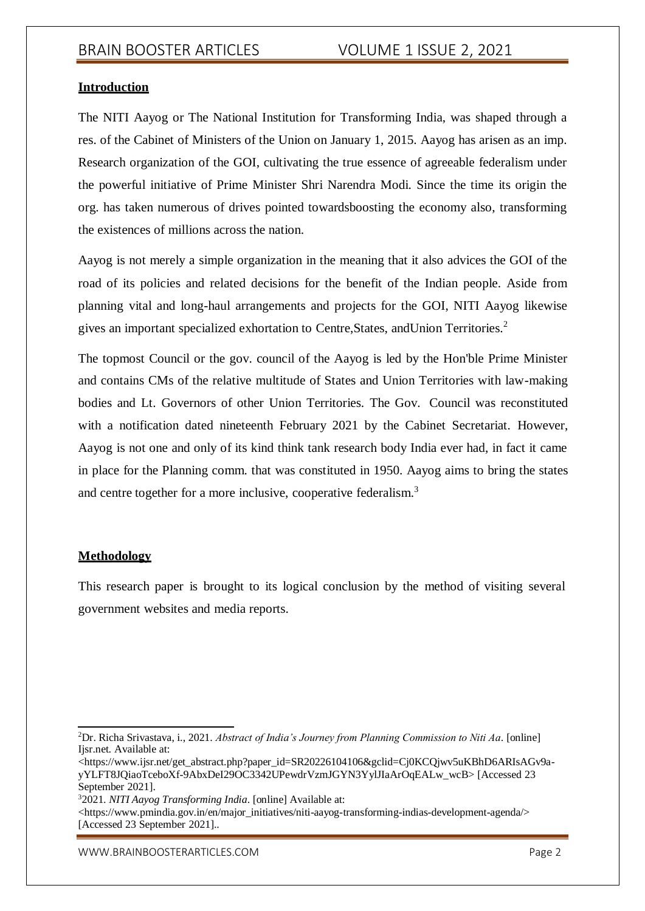## Introduction

The NITI Aayog or The National Institution for Transforming India, was shaped through a res. of the Cabinet of Ministers of the Union on January 1, 2015. Aayog has arisen as an imp. Research organization of the GOI, cultivating the true essence of agreeable federalism under the powerful initiative of Prime Minister Shri Narendra Modi. Since the time its origin the org. has taken numerous of drives pointed towardsboosting the economy also, transforming the existences of millions across the nation.

Aayog is not merely a simple organization in the meaning that it also advices the GOI of the road of its policies and related decisions for the benefit of the Indian people. Aside from planning vital and long-haul arrangements and projects for the GOI, NITI Aayog likewise gives an important specialized exhortation to Centre,States, andUnion Territories.[2]

The topmost Council or the gov. council of the Aayog is led by the Hon'ble Prime Minister and contains CMs of the relative multitude of States and Union Territories with law-making bodies and Lt. Governors of other Union Territories. The Gov. Council was reconstituted with a notification dated nineteenth February 2021 by the Cabinet Secretariat. However, Aayog is not one and only of its kind think tank research body India ever had, in fact it came in place for the Planning comm. that was constituted in 1950. Aayog aims to bring the states and centre together for a more inclusive, cooperative federalism.[3]

## Methodology

This research paper is brought to its logical conclusion by the method of visiting several government websites and media reports.

---

[2]Dr. Richa Srivastava, i., 2021. *Abstract of India's Journey from Planning Commission to Niti Aa*. [online] Ijsr.net. Available at: <https://www.ijsr.net/get_abstract.php?paper_id=SR20226104106&gclid=Cj0KCQjwv5uKBhD6ARIsAGv9a-yYLFT8JQiaoTceboXf-9AbxDeI29OC3342UPewdrVzmJGYN3YylJIaArOqEALw_wcB> [Accessed 23 September 2021].

[3]2021. *NITI Aayog Transforming India*. [online] Available at: <https://www.pmindia.gov.in/en/major_initiatives/niti-aayog-transforming-indias-development-agenda/> [Accessed 23 September 2021]..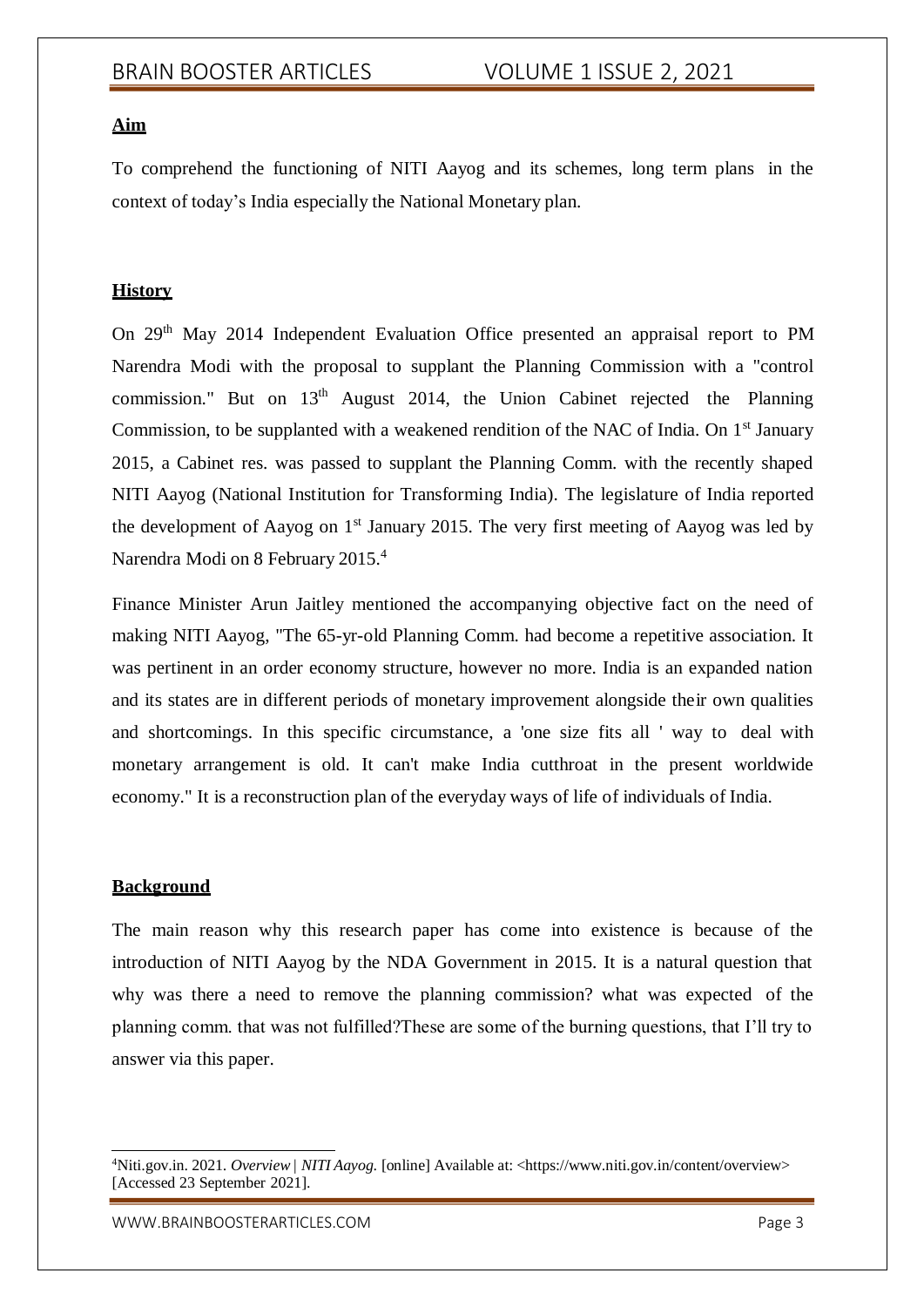**Aim**

To comprehend the functioning of NITI Aayog and its schemes, long term plans in the context of today's India especially the National Monetary plan.

**History**

On 29th May 2014 Independent Evaluation Office presented an appraisal report to PM Narendra Modi with the proposal to supplant the Planning Commission with a "control commission." But on 13th August 2014, the Union Cabinet rejected the Planning Commission, to be supplanted with a weakened rendition of the NAC of India. On 1st January 2015, a Cabinet res. was passed to supplant the Planning Comm. with the recently shaped NITI Aayog (National Institution for Transforming India). The legislature of India reported the development of Aayog on 1st January 2015. The very first meeting of Aayog was led by Narendra Modi on 8 February 2015.[4]

Finance Minister Arun Jaitley mentioned the accompanying objective fact on the need of making NITI Aayog, "The 65-yr-old Planning Comm. had become a repetitive association. It was pertinent in an order economy structure, however no more. India is an expanded nation and its states are in different periods of monetary improvement alongside their own qualities and shortcomings. In this specific circumstance, a 'one size fits all ' way to deal with monetary arrangement is old. It can't make India cutthroat in the present worldwide economy." It is a reconstruction plan of the everyday ways of life of individuals of India.

**Background**

The main reason why this research paper has come into existence is because of the introduction of NITI Aayog by the NDA Government in 2015. It is a natural question that why was there a need to remove the planning commission? what was expected of the planning comm. that was not fulfilled?These are some of the burning questions, that I'll try to answer via this paper.

---

[4] Niti.gov.in. 2021. *Overview | NITI Aayog*. [online] Available at: <https://www.niti.gov.in/content/overview> [Accessed 23 September 2021].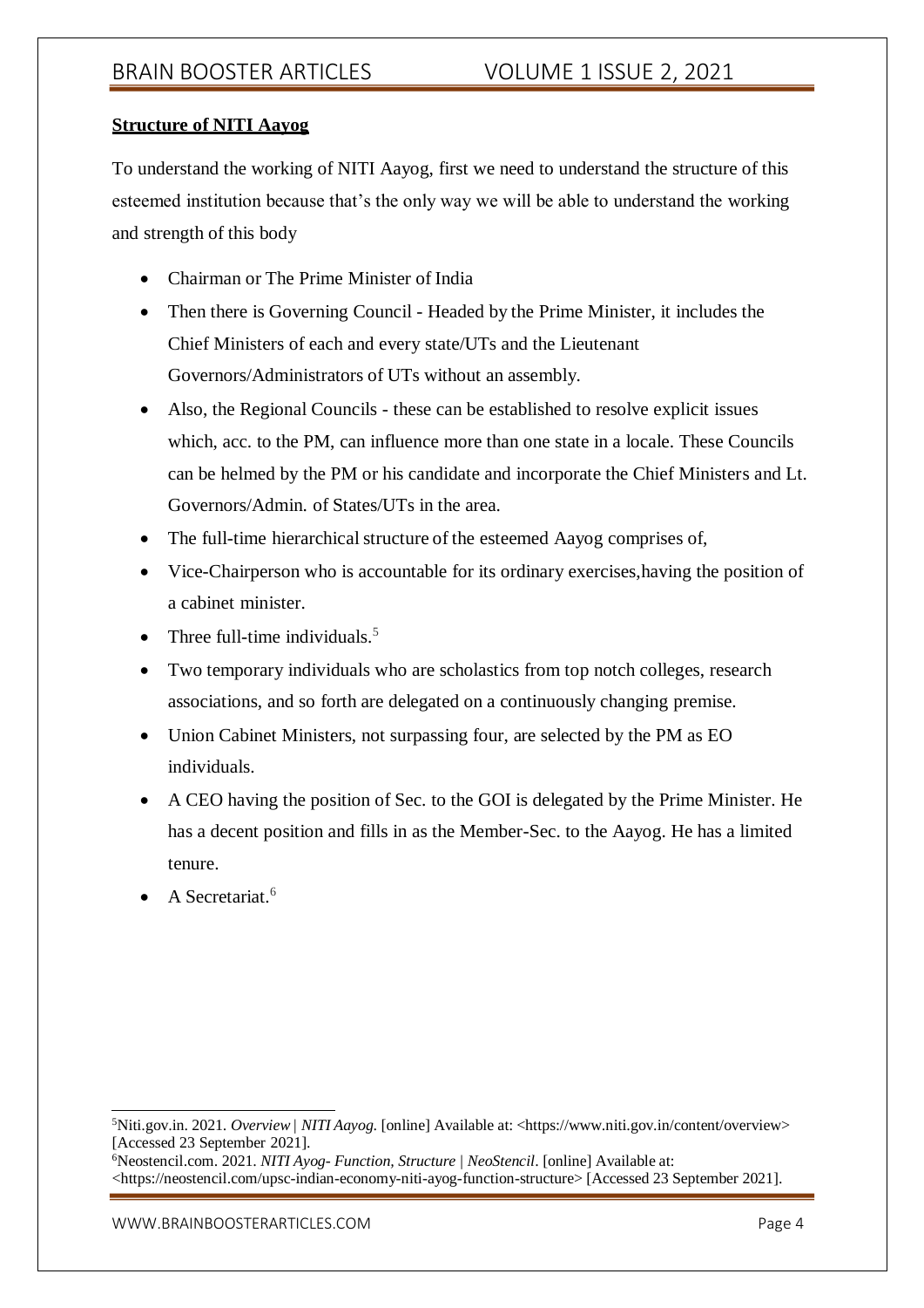**Structure of NITI Aayog**

To understand the working of NITI Aayog, first we need to understand the structure of this esteemed institution because that's the only way we will be able to understand the working and strength of this body

- Chairman or The Prime Minister of India
- Then there is Governing Council - Headed by the Prime Minister, it includes the Chief Ministers of each and every state/UTs and the Lieutenant Governors/Administrators of UTs without an assembly.
- Also, the Regional Councils - these can be established to resolve explicit issues which, acc. to the PM, can influence more than one state in a locale. These Councils can be helmed by the PM or his candidate and incorporate the Chief Ministers and Lt. Governors/Admin. of States/UTs in the area.
- The full-time hierarchical structure of the esteemed Aayog comprises of,
- Vice-Chairperson who is accountable for its ordinary exercises,having the position of a cabinet minister.
- Three full-time individuals.[5]
- Two temporary individuals who are scholastics from top notch colleges, research associations, and so forth are delegated on a continuously changing premise.
- Union Cabinet Ministers, not surpassing four, are selected by the PM as EO individuals.
- A CEO having the position of Sec. to the GOI is delegated by the Prime Minister. He has a decent position and fills in as the Member-Sec. to the Aayog. He has a limited tenure.
- A Secretariat.[6]

---

[5] Niti.gov.in. 2021. *Overview | NITI Aayog*. [online] Available at: <https://www.niti.gov.in/content/overview> [Accessed 23 September 2021].

[6] Neostencil.com. 2021. *NITI Ayog- Function, Structure | NeoStencil*. [online] Available at: <https://neostencil.com/upsc-indian-economy-niti-ayog-function-structure> [Accessed 23 September 2021].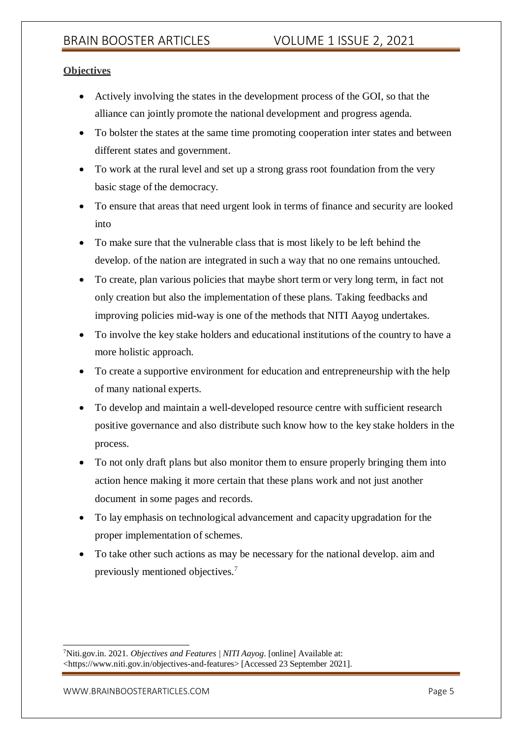**Objectives**

- Actively involving the states in the development process of the GOI, so that the alliance can jointly promote the national development and progress agenda.
- To bolster the states at the same time promoting cooperation inter states and between different states and government.
- To work at the rural level and set up a strong grass root foundation from the very basic stage of the democracy.
- To ensure that areas that need urgent look in terms of finance and security are looked into
- To make sure that the vulnerable class that is most likely to be left behind the develop. of the nation are integrated in such a way that no one remains untouched.
- To create, plan various policies that maybe short term or very long term, in fact not only creation but also the implementation of these plans. Taking feedbacks and improving policies mid-way is one of the methods that NITI Aayog undertakes.
- To involve the key stake holders and educational institutions of the country to have a more holistic approach.
- To create a supportive environment for education and entrepreneurship with the help of many national experts.
- To develop and maintain a well-developed resource centre with sufficient research positive governance and also distribute such know how to the key stake holders in the process.
- To not only draft plans but also monitor them to ensure properly bringing them into action hence making it more certain that these plans work and not just another document in some pages and records.
- To lay emphasis on technological advancement and capacity upgradation for the proper implementation of schemes.
- To take other such actions as may be necessary for the national develop. aim and previously mentioned objectives.[7]

---

[7] Niti.gov.in. 2021. *Objectives and Features | NITI Aayog*. [online] Available at: <https://www.niti.gov.in/objectives-and-features> [Accessed 23 September 2021].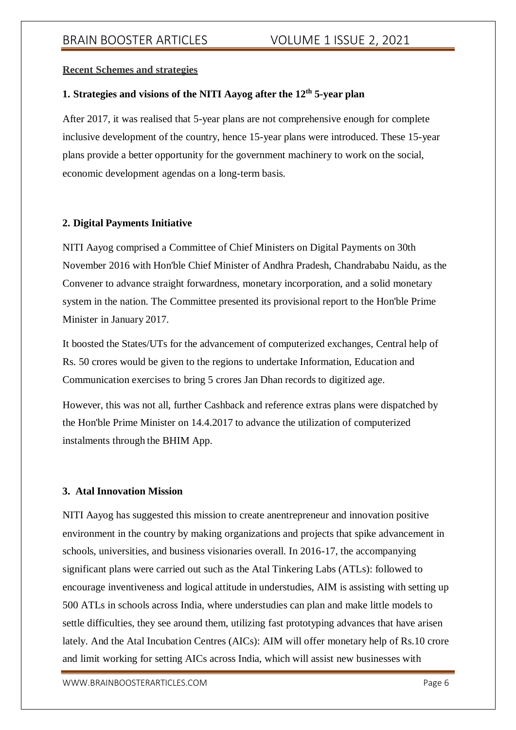**Recent Schemes and strategies**

### 1. Strategies and visions of the NITI Aayog after the 12th 5-year plan

After 2017, it was realised that 5-year plans are not comprehensive enough for complete inclusive development of the country, hence 15-year plans were introduced. These 15-year plans provide a better opportunity for the government machinery to work on the social, economic development agendas on a long-term basis.

### 2. Digital Payments Initiative

NITI Aayog comprised a Committee of Chief Ministers on Digital Payments on 30th November 2016 with Hon'ble Chief Minister of Andhra Pradesh, Chandrababu Naidu, as the Convener to advance straight forwardness, monetary incorporation, and a solid monetary system in the nation. The Committee presented its provisional report to the Hon'ble Prime Minister in January 2017.

It boosted the States/UTs for the advancement of computerized exchanges, Central help of Rs. 50 crores would be given to the regions to undertake Information, Education and Communication exercises to bring 5 crores Jan Dhan records to digitized age.

However, this was not all, further Cashback and reference extras plans were dispatched by the Hon'ble Prime Minister on 14.4.2017 to advance the utilization of computerized instalments through the BHIM App.

### 3. Atal Innovation Mission

NITI Aayog has suggested this mission to create anentrepreneur and innovation positive environment in the country by making organizations and projects that spike advancement in schools, universities, and business visionaries overall. In 2016-17, the accompanying significant plans were carried out such as the Atal Tinkering Labs (ATLs): followed to encourage inventiveness and logical attitude in understudies, AIM is assisting with setting up 500 ATLs in schools across India, where understudies can plan and make little models to settle difficulties, they see around them, utilizing fast prototyping advances that have arisen lately. And the Atal Incubation Centres (AICs): AIM will offer monetary help of Rs.10 crore and limit working for setting AICs across India, which will assist new businesses with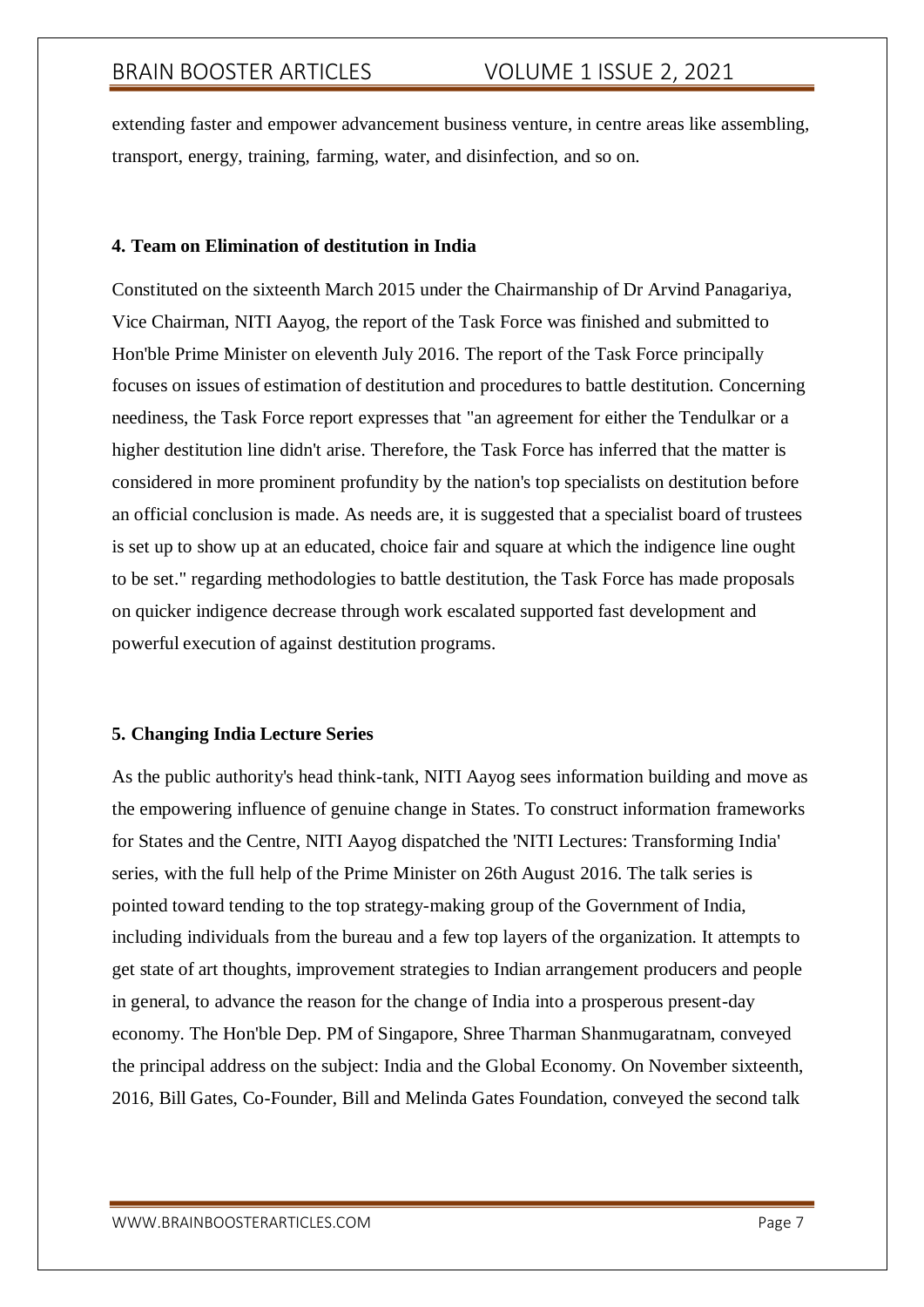extending faster and empower advancement business venture, in centre areas like assembling, transport, energy, training, farming, water, and disinfection, and so on.

**4. Team on Elimination of destitution in India**

Constituted on the sixteenth March 2015 under the Chairmanship of Dr Arvind Panagariya, Vice Chairman, NITI Aayog, the report of the Task Force was finished and submitted to Hon'ble Prime Minister on eleventh July 2016. The report of the Task Force principally focuses on issues of estimation of destitution and procedures to battle destitution. Concerning neediness, the Task Force report expresses that "an agreement for either the Tendulkar or a higher destitution line didn't arise. Therefore, the Task Force has inferred that the matter is considered in more prominent profundity by the nation's top specialists on destitution before an official conclusion is made. As needs are, it is suggested that a specialist board of trustees is set up to show up at an educated, choice fair and square at which the indigence line ought to be set." regarding methodologies to battle destitution, the Task Force has made proposals on quicker indigence decrease through work escalated supported fast development and powerful execution of against destitution programs.

**5. Changing India Lecture Series**

As the public authority's head think-tank, NITI Aayog sees information building and move as the empowering influence of genuine change in States. To construct information frameworks for States and the Centre, NITI Aayog dispatched the 'NITI Lectures: Transforming India' series, with the full help of the Prime Minister on 26th August 2016. The talk series is pointed toward tending to the top strategy-making group of the Government of India, including individuals from the bureau and a few top layers of the organization. It attempts to get state of art thoughts, improvement strategies to Indian arrangement producers and people in general, to advance the reason for the change of India into a prosperous present-day economy. The Hon'ble Dep. PM of Singapore, Shree Tharman Shanmugaratnam, conveyed the principal address on the subject: India and the Global Economy. On November sixteenth, 2016, Bill Gates, Co-Founder, Bill and Melinda Gates Foundation, conveyed the second talk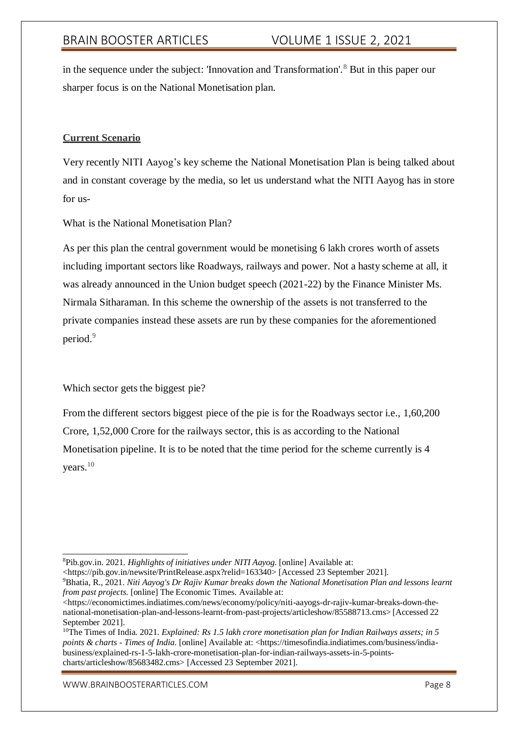in the sequence under the subject: 'Innovation and Transformation'.[8] But in this paper our sharper focus is on the National Monetisation plan.

## **Current Scenario**

Very recently NITI Aayog's key scheme the National Monetisation Plan is being talked about and in constant coverage by the media, so let us understand what the NITI Aayog has in store for us-

What is the National Monetisation Plan?

As per this plan the central government would be monetising 6 lakh crores worth of assets including important sectors like Roadways, railways and power. Not a hasty scheme at all, it was already announced in the Union budget speech (2021-22) by the Finance Minister Ms. Nirmala Sitharaman. In this scheme the ownership of the assets is not transferred to the private companies instead these assets are run by these companies for the aforementioned period.[9]

Which sector gets the biggest pie?

From the different sectors biggest piece of the pie is for the Roadways sector i.e., 1,60,200 Crore, 1,52,000 Crore for the railways sector, this is as according to the National Monetisation pipeline. It is to be noted that the time period for the scheme currently is 4 years.[10]

---

[8] Pib.gov.in. 2021. *Highlights of initiatives under NITI Aayog.* [online] Available at: <https://pib.gov.in/newsite/PrintRelease.aspx?relid=163340> [Accessed 23 September 2021].

[9] Bhatia, R., 2021. *Niti Aayog's Dr Rajiv Kumar breaks down the National Monetisation Plan and lessons learnt from past projects.* [online] The Economic Times. Available at: <https://economictimes.indiatimes.com/news/economy/policy/niti-aayogs-dr-rajiv-kumar-breaks-down-the-national-monetisation-plan-and-lessons-learnt-from-past-projects/articleshow/85588713.cms> [Accessed 22 September 2021].

[10] The Times of India. 2021. *Explained: Rs 1.5 lakh crore monetisation plan for Indian Railways assets; in 5 points & charts - Times of India*. [online] Available at: <https://timesofindia.indiatimes.com/business/india-business/explained-rs-1-5-lakh-crore-monetisation-plan-for-indian-railways-assets-in-5-points-charts/articleshow/85683482.cms> [Accessed 23 September 2021].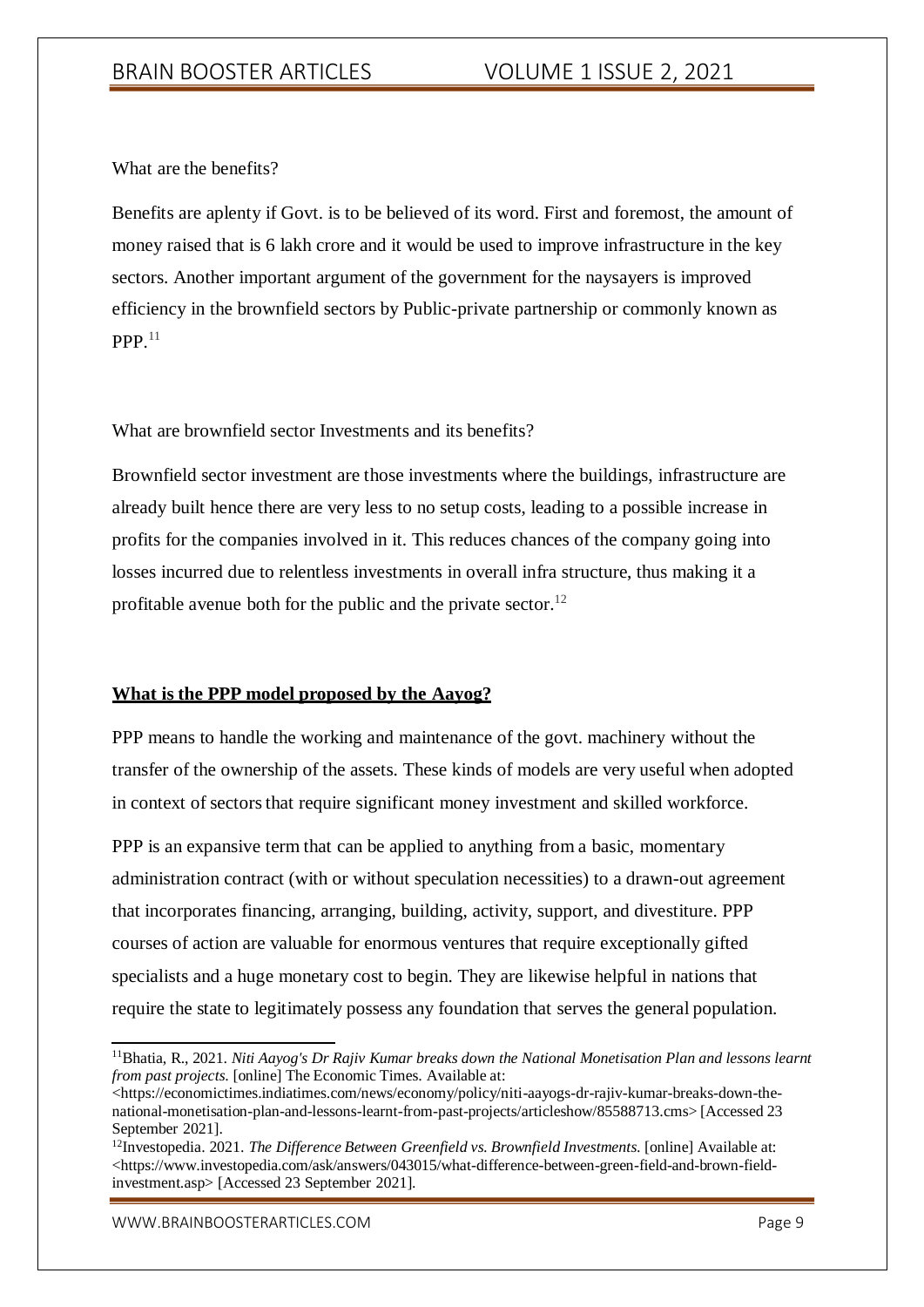What are the benefits?

Benefits are aplenty if Govt. is to be believed of its word. First and foremost, the amount of money raised that is 6 lakh crore and it would be used to improve infrastructure in the key sectors. Another important argument of the government for the naysayers is improved efficiency in the brownfield sectors by Public-private partnership or commonly known as PPP.[11]

What are brownfield sector Investments and its benefits?

Brownfield sector investment are those investments where the buildings, infrastructure are already built hence there are very less to no setup costs, leading to a possible increase in profits for the companies involved in it. This reduces chances of the company going into losses incurred due to relentless investments in overall infra structure, thus making it a profitable avenue both for the public and the private sector.[12]

**What is the PPP model proposed by the Aayog?**

PPP means to handle the working and maintenance of the govt. machinery without the transfer of the ownership of the assets. These kinds of models are very useful when adopted in context of sectors that require significant money investment and skilled workforce.

PPP is an expansive term that can be applied to anything from a basic, momentary administration contract (with or without speculation necessities) to a drawn-out agreement that incorporates financing, arranging, building, activity, support, and divestiture. PPP courses of action are valuable for enormous ventures that require exceptionally gifted specialists and a huge monetary cost to begin. They are likewise helpful in nations that require the state to legitimately possess any foundation that serves the general population.

---

[11] Bhatia, R., 2021. *Niti Aayog's Dr Rajiv Kumar breaks down the National Monetisation Plan and lessons learnt from past projects.* [online] The Economic Times. Available at: <https://economictimes.indiatimes.com/news/economy/policy/niti-aayogs-dr-rajiv-kumar-breaks-down-the-national-monetisation-plan-and-lessons-learnt-from-past-projects/articleshow/85588713.cms> [Accessed 23 September 2021].

[12] Investopedia. 2021. *The Difference Between Greenfield vs. Brownfield Investments.* [online] Available at: <https://www.investopedia.com/ask/answers/043015/what-difference-between-green-field-and-brown-field-investment.asp> [Accessed 23 September 2021].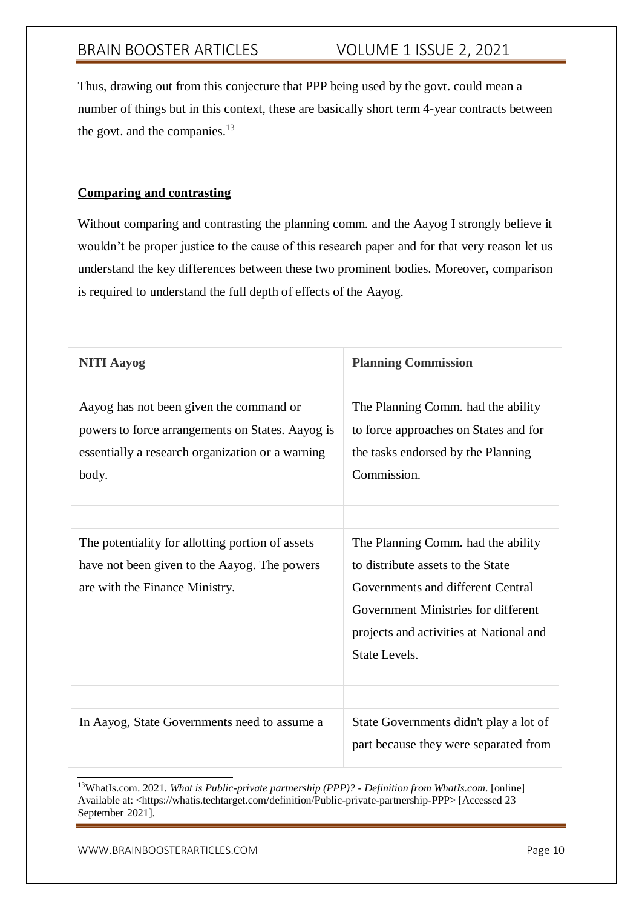Thus, drawing out from this conjecture that PPP being used by the govt. could mean a number of things but in this context, these are basically short term 4-year contracts between the govt. and the companies.[13]

**Comparing and contrasting**

Without comparing and contrasting the planning comm. and the Aayog I strongly believe it wouldn't be proper justice to the cause of this research paper and for that very reason let us understand the key differences between these two prominent bodies. Moreover, comparison is required to understand the full depth of effects of the Aayog.

| NITI Aayog | Planning Commission |
| --- | --- |
| Aayog has not been given the command or powers to force arrangements on States. Aayog is essentially a research organization or a warning body. | The Planning Comm. had the ability to force approaches on States and for the tasks endorsed by the Planning Commission. |
| | |
| The potentiality for allotting portion of assets have not been given to the Aayog. The powers are with the Finance Ministry. | The Planning Comm. had the ability to distribute assets to the State Governments and different Central Government Ministries for different projects and activities at National and State Levels. |
| | |
| In Aayog, State Governments need to assume a | State Governments didn't play a lot of part because they were separated from |

[13] WhatIs.com. 2021. *What is Public-private partnership (PPP)? - Definition from WhatIs.com*. [online] Available at: <https://whatis.techtarget.com/definition/Public-private-partnership-PPP> [Accessed 23 September 2021].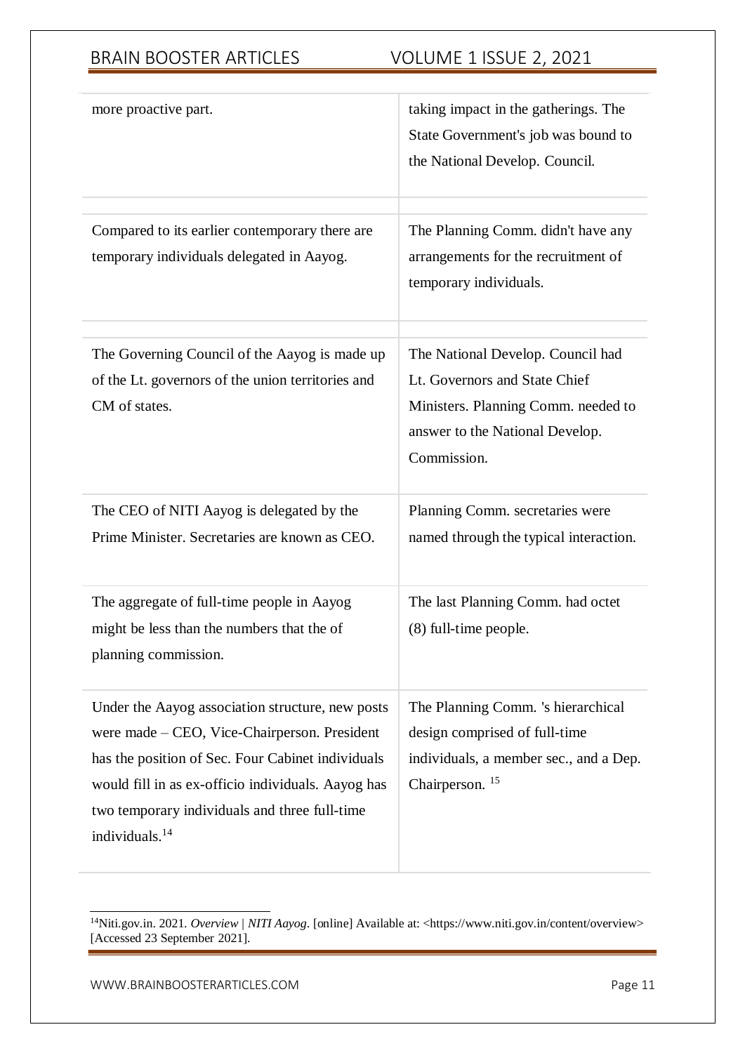| | |
|---|---|
| more proactive part. | taking impact in the gatherings. The State Government's job was bound to the National Develop. Council. |
| Compared to its earlier contemporary there are temporary individuals delegated in Aayog. | The Planning Comm. didn't have any arrangements for the recruitment of temporary individuals. |
| The Governing Council of the Aayog is made up of the Lt. governors of the union territories and CM of states. | The National Develop. Council had Lt. Governors and State Chief Ministers. Planning Comm. needed to answer to the National Develop. Commission. |
| The CEO of NITI Aayog is delegated by the Prime Minister. Secretaries are known as CEO. | Planning Comm. secretaries were named through the typical interaction. |
| The aggregate of full-time people in Aayog might be less than the numbers that the of planning commission. | The last Planning Comm. had octet (8) full-time people. |
| Under the Aayog association structure, new posts were made – CEO, Vice-Chairperson. President has the position of Sec. Four Cabinet individuals would fill in as ex-officio individuals. Aayog has two temporary individuals and three full-time individuals.[14] | The Planning Comm. 's hierarchical design comprised of full-time individuals, a member sec., and a Dep. Chairperson. [15] |

[14]Niti.gov.in. 2021. *Overview | NITI Aayog*. [online] Available at: <https://www.niti.gov.in/content/overview> [Accessed 23 September 2021].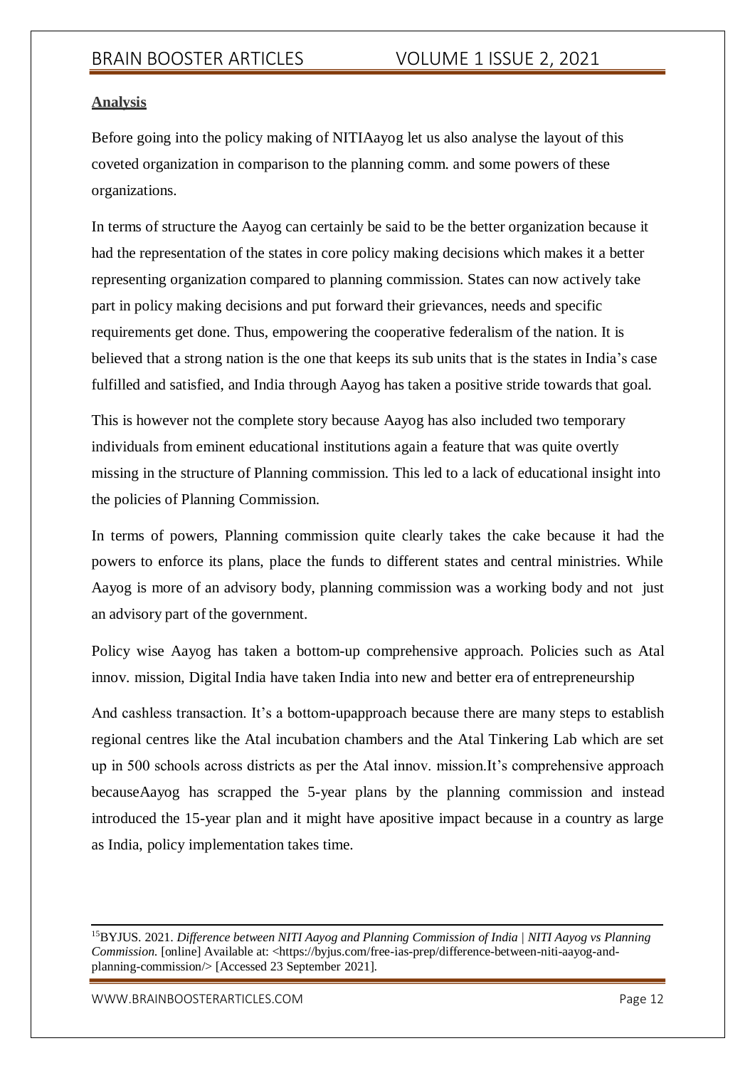**Analysis**

Before going into the policy making of NITIAayog let us also analyse the layout of this coveted organization in comparison to the planning comm. and some powers of these organizations.

In terms of structure the Aayog can certainly be said to be the better organization because it had the representation of the states in core policy making decisions which makes it a better representing organization compared to planning commission. States can now actively take part in policy making decisions and put forward their grievances, needs and specific requirements get done. Thus, empowering the cooperative federalism of the nation. It is believed that a strong nation is the one that keeps its sub units that is the states in India's case fulfilled and satisfied, and India through Aayog has taken a positive stride towards that goal.

This is however not the complete story because Aayog has also included two temporary individuals from eminent educational institutions again a feature that was quite overtly missing in the structure of Planning commission. This led to a lack of educational insight into the policies of Planning Commission.

In terms of powers, Planning commission quite clearly takes the cake because it had the powers to enforce its plans, place the funds to different states and central ministries. While Aayog is more of an advisory body, planning commission was a working body and not just an advisory part of the government.

Policy wise Aayog has taken a bottom-up comprehensive approach. Policies such as Atal innov. mission, Digital India have taken India into new and better era of entrepreneurship

And cashless transaction. It's a bottom-upapproach because there are many steps to establish regional centres like the Atal incubation chambers and the Atal Tinkering Lab which are set up in 500 schools across districts as per the Atal innov. mission.It's comprehensive approach becauseAayog has scrapped the 5-year plans by the planning commission and instead introduced the 15-year plan and it might have apositive impact because in a country as large as India, policy implementation takes time.

---

[15]BYJUS. 2021. *Difference between NITI Aayog and Planning Commission of India | NITI Aayog vs Planning Commission.* [online] Available at: <https://byjus.com/free-ias-prep/difference-between-niti-aayog-and-planning-commission/> [Accessed 23 September 2021].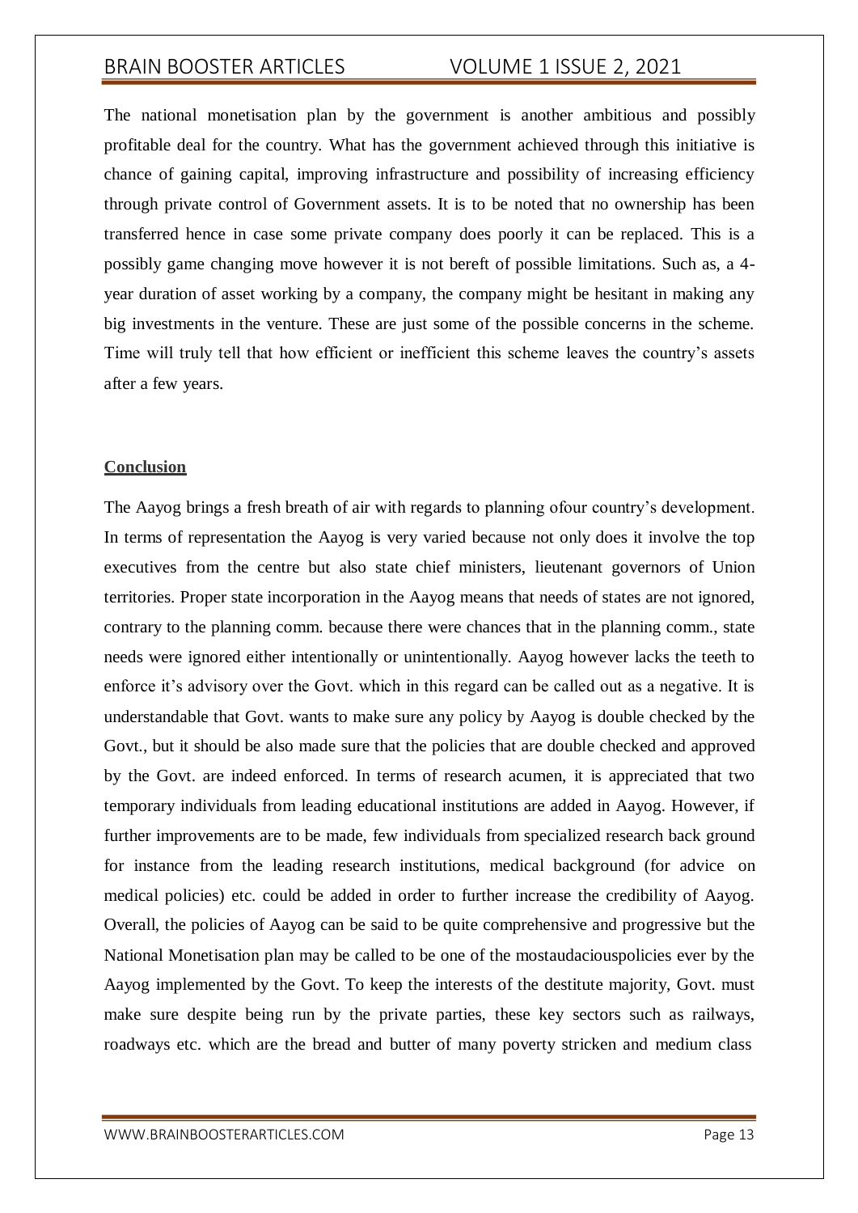The national monetisation plan by the government is another ambitious and possibly profitable deal for the country. What has the government achieved through this initiative is chance of gaining capital, improving infrastructure and possibility of increasing efficiency through private control of Government assets. It is to be noted that no ownership has been transferred hence in case some private company does poorly it can be replaced. This is a possibly game changing move however it is not bereft of possible limitations. Such as, a 4-year duration of asset working by a company, the company might be hesitant in making any big investments in the venture. These are just some of the possible concerns in the scheme. Time will truly tell that how efficient or inefficient this scheme leaves the country's assets after a few years.

## Conclusion

The Aayog brings a fresh breath of air with regards to planning ofour country's development. In terms of representation the Aayog is very varied because not only does it involve the top executives from the centre but also state chief ministers, lieutenant governors of Union territories. Proper state incorporation in the Aayog means that needs of states are not ignored, contrary to the planning comm. because there were chances that in the planning comm., state needs were ignored either intentionally or unintentionally. Aayog however lacks the teeth to enforce it's advisory over the Govt. which in this regard can be called out as a negative. It is understandable that Govt. wants to make sure any policy by Aayog is double checked by the Govt., but it should be also made sure that the policies that are double checked and approved by the Govt. are indeed enforced. In terms of research acumen, it is appreciated that two temporary individuals from leading educational institutions are added in Aayog. However, if further improvements are to be made, few individuals from specialized research back ground for instance from the leading research institutions, medical background (for advice on medical policies) etc. could be added in order to further increase the credibility of Aayog. Overall, the policies of Aayog can be said to be quite comprehensive and progressive but the National Monetisation plan may be called to be one of the mostaudaciouspolicies ever by the Aayog implemented by the Govt. To keep the interests of the destitute majority, Govt. must make sure despite being run by the private parties, these key sectors such as railways, roadways etc. which are the bread and butter of many poverty stricken and medium class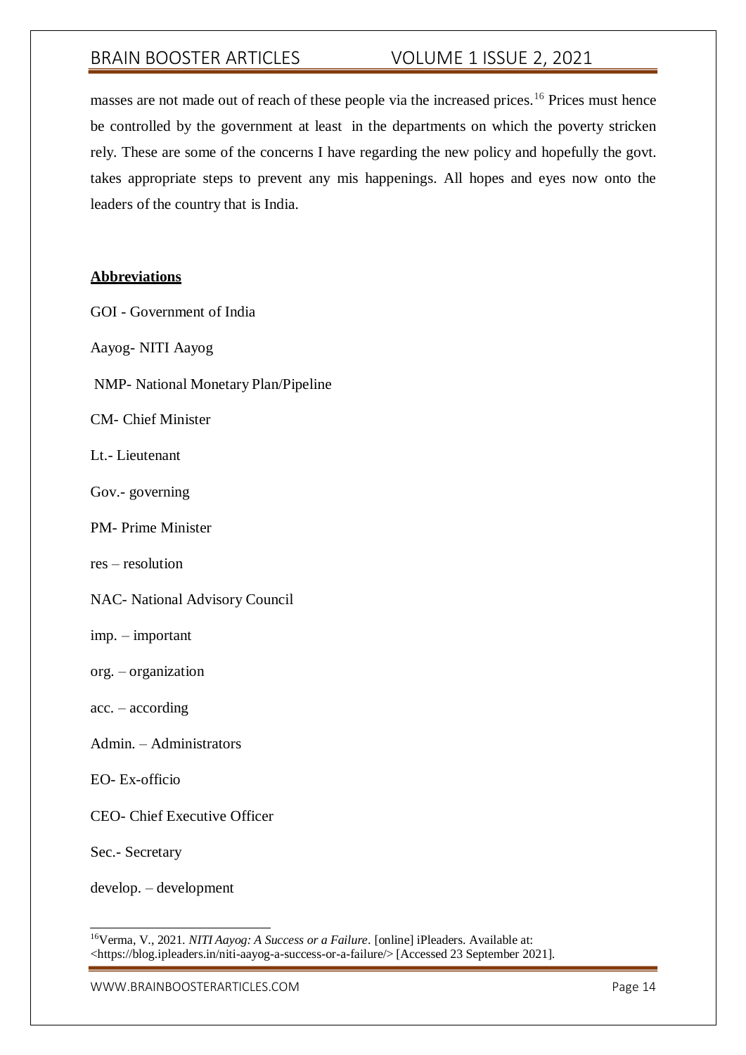masses are not made out of reach of these people via the increased prices.[16] Prices must hence be controlled by the government at least in the departments on which the poverty stricken rely. These are some of the concerns I have regarding the new policy and hopefully the govt. takes appropriate steps to prevent any mis happenings. All hopes and eyes now onto the leaders of the country that is India.

**Abbreviations**

GOI - Government of India

Aayog- NITI Aayog

NMP- National Monetary Plan/Pipeline

CM- Chief Minister

Lt.- Lieutenant

Gov.- governing

PM- Prime Minister

res – resolution

NAC- National Advisory Council

imp. – important

org. – organization

acc. – according

Admin. – Administrators

EO- Ex-officio

CEO- Chief Executive Officer

Sec.- Secretary

develop. – development

---

[16] Verma, V., 2021. *NITI Aayog: A Success or a Failure*. [online] iPleaders. Available at: <https://blog.ipleaders.in/niti-aayog-a-success-or-a-failure/> [Accessed 23 September 2021].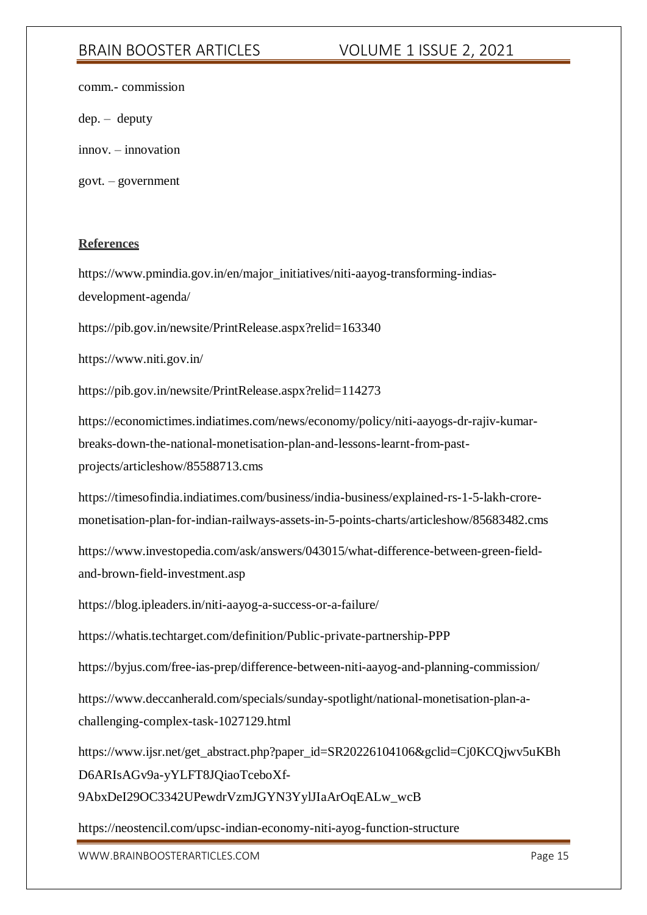comm.- commission

dep. – deputy

innov. – innovation

govt. – government

**References**

https://www.pmindia.gov.in/en/major_initiatives/niti-aayog-transforming-indias-development-agenda/

https://pib.gov.in/newsite/PrintRelease.aspx?relid=163340

https://www.niti.gov.in/

https://pib.gov.in/newsite/PrintRelease.aspx?relid=114273

https://economictimes.indiatimes.com/news/economy/policy/niti-aayogs-dr-rajiv-kumar-breaks-down-the-national-monetisation-plan-and-lessons-learnt-from-past-projects/articleshow/85588713.cms

https://timesofindia.indiatimes.com/business/india-business/explained-rs-1-5-lakh-crore-monetisation-plan-for-indian-railways-assets-in-5-points-charts/articleshow/85683482.cms

https://www.investopedia.com/ask/answers/043015/what-difference-between-green-field-and-brown-field-investment.asp

https://blog.ipleaders.in/niti-aayog-a-success-or-a-failure/

https://whatis.techtarget.com/definition/Public-private-partnership-PPP

https://byjus.com/free-ias-prep/difference-between-niti-aayog-and-planning-commission/

https://www.deccanherald.com/specials/sunday-spotlight/national-monetisation-plan-a-challenging-complex-task-1027129.html

https://www.ijsr.net/get_abstract.php?paper_id=SR20226104106&gclid=Cj0KCQjwv5uKBhD6ARIsAGv9a-yYLFT8JQiaoTceboXf-9AbxDeI29OC3342UPewdrVzmJGYN3YylJIaArOqEALw_wcB

https://neostencil.com/upsc-indian-economy-niti-ayog-function-structure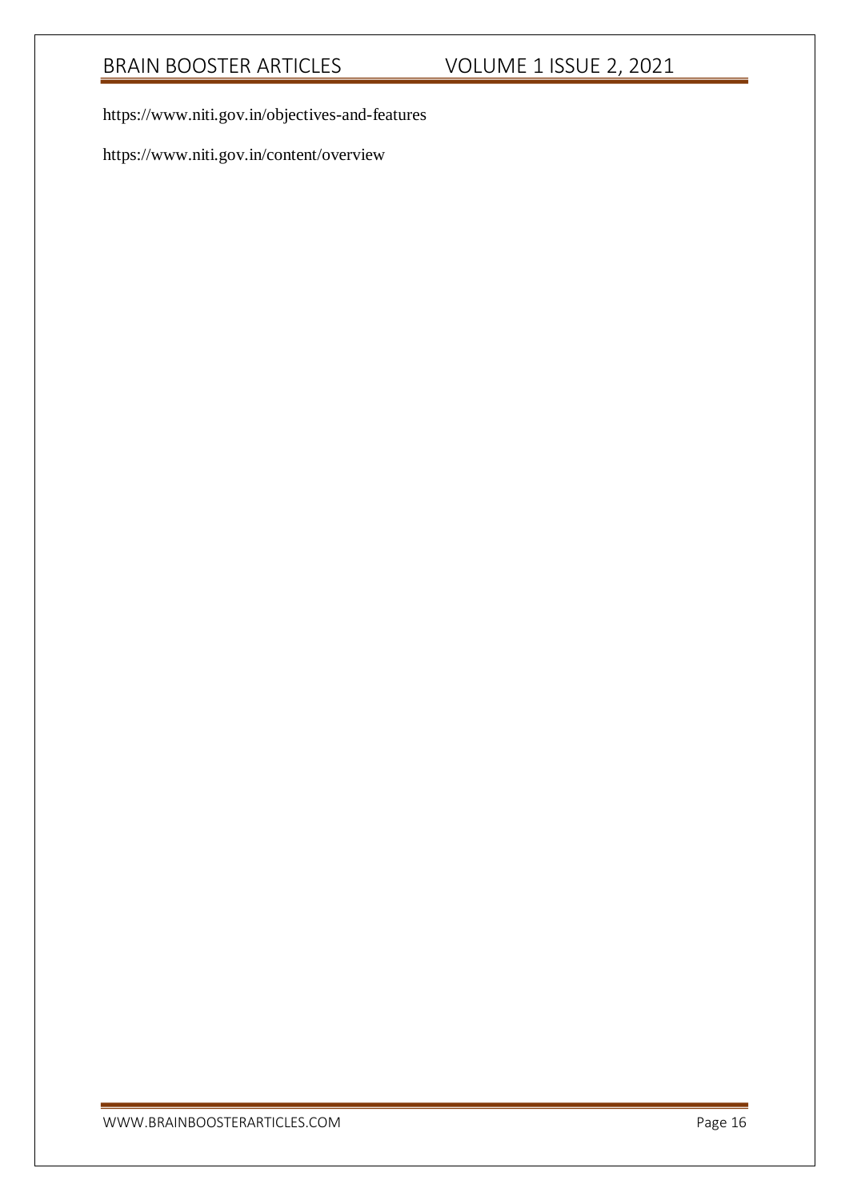https://www.niti.gov.in/objectives-and-features

https://www.niti.gov.in/content/overview